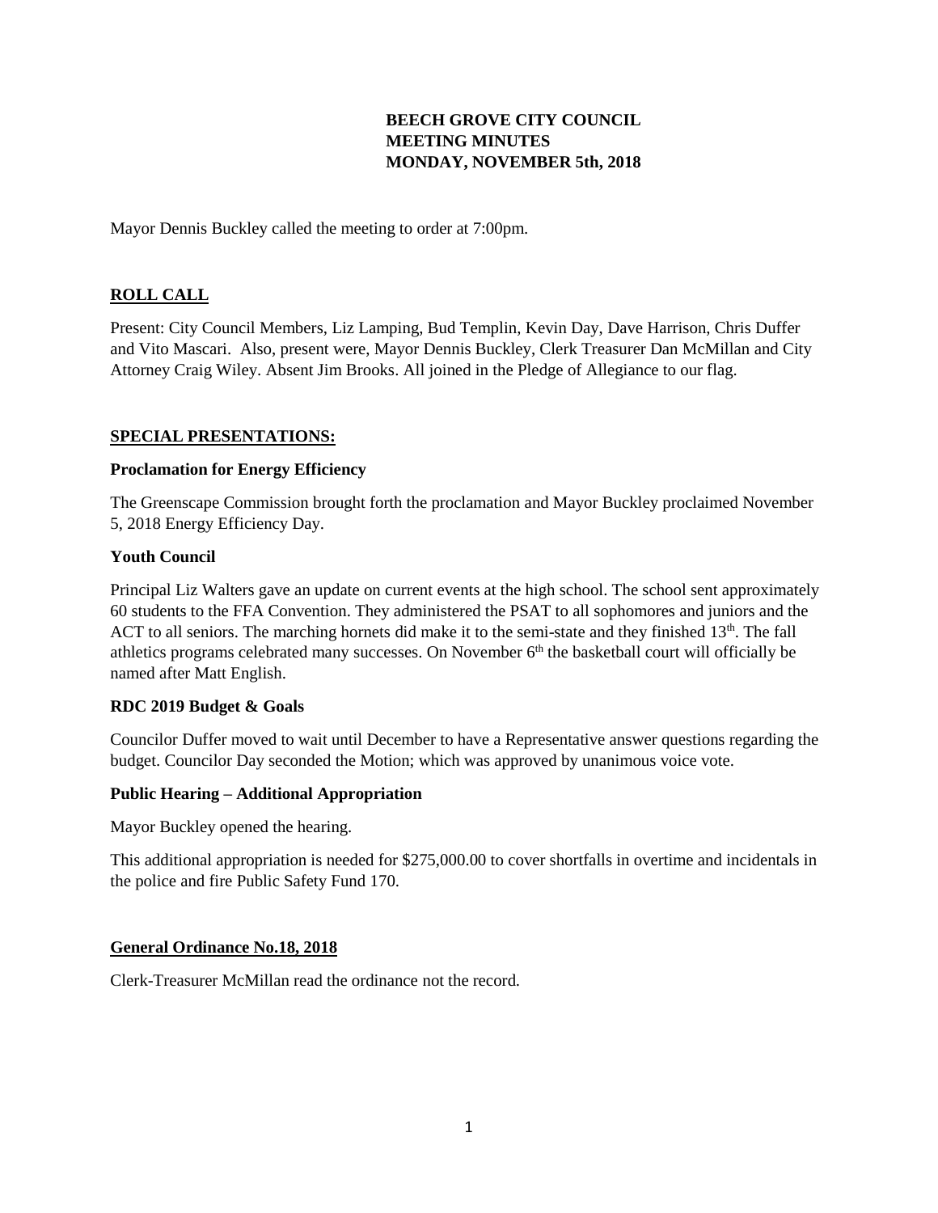**BEECH GROVE CITY COUNCIL**
**MEETING MINUTES**
**MONDAY, NOVEMBER 5th, 2018**

Mayor Dennis Buckley called the meeting to order at 7:00pm.

## ROLL CALL

Present: City Council Members, Liz Lamping, Bud Templin, Kevin Day, Dave Harrison, Chris Duffer and Vito Mascari. Also, present were, Mayor Dennis Buckley, Clerk Treasurer Dan McMillan and City Attorney Craig Wiley. Absent Jim Brooks. All joined in the Pledge of Allegiance to our flag.

## SPECIAL PRESENTATIONS:

### Proclamation for Energy Efficiency

The Greenscape Commission brought forth the proclamation and Mayor Buckley proclaimed November 5, 2018 Energy Efficiency Day.

### Youth Council

Principal Liz Walters gave an update on current events at the high school. The school sent approximately 60 students to the FFA Convention. They administered the PSAT to all sophomores and juniors and the ACT to all seniors. The marching hornets did make it to the semi-state and they finished 13th. The fall athletics programs celebrated many successes. On November 6th the basketball court will officially be named after Matt English.

### RDC 2019 Budget & Goals

Councilor Duffer moved to wait until December to have a Representative answer questions regarding the budget. Councilor Day seconded the Motion; which was approved by unanimous voice vote.

### Public Hearing – Additional Appropriation

Mayor Buckley opened the hearing.

This additional appropriation is needed for $275,000.00 to cover shortfalls in overtime and incidentals in the police and fire Public Safety Fund 170.

## General Ordinance No.18, 2018

Clerk-Treasurer McMillan read the ordinance not the record.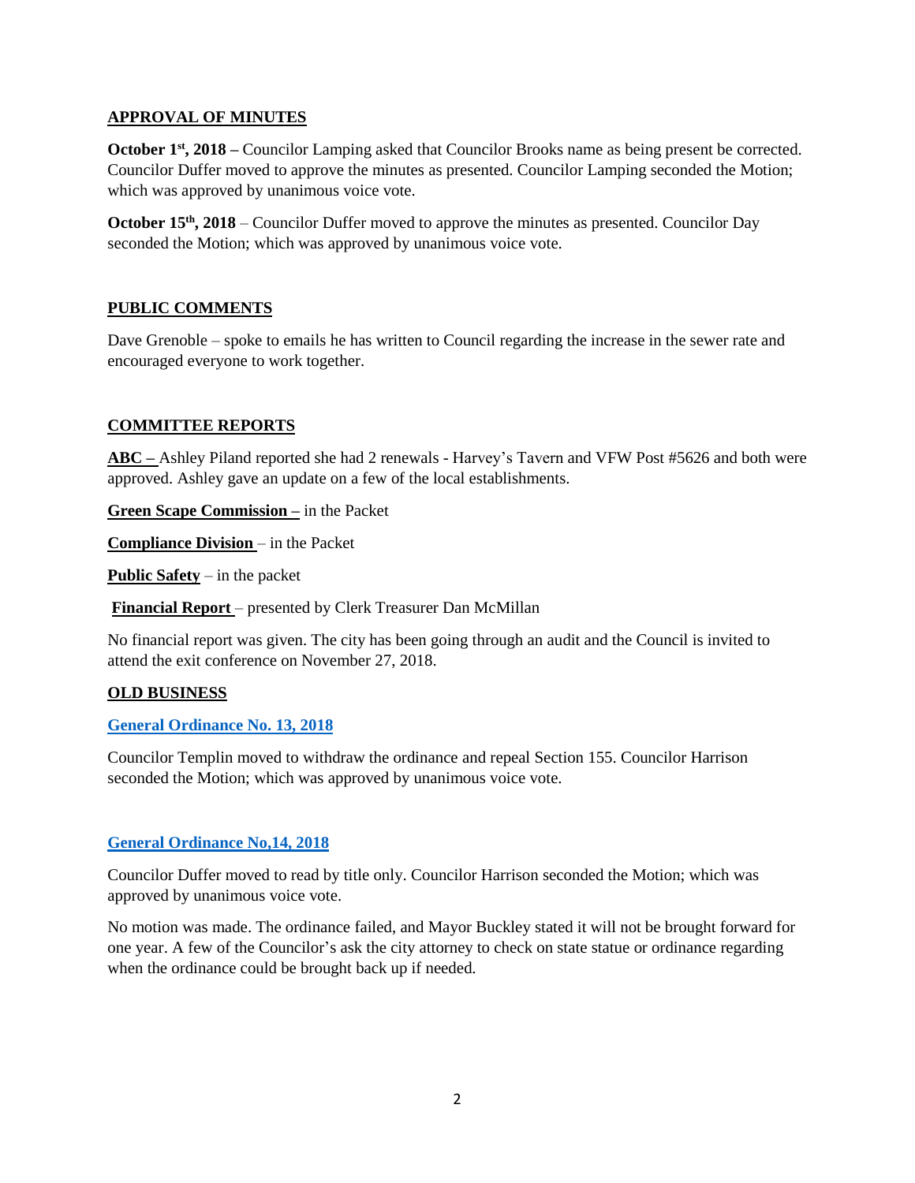## APPROVAL OF MINUTES

**October 1st, 2018 –** Councilor Lamping asked that Councilor Brooks name as being present be corrected. Councilor Duffer moved to approve the minutes as presented. Councilor Lamping seconded the Motion; which was approved by unanimous voice vote.

**October 15th, 2018** – Councilor Duffer moved to approve the minutes as presented. Councilor Day seconded the Motion; which was approved by unanimous voice vote.

## PUBLIC COMMENTS

Dave Grenoble – spoke to emails he has written to Council regarding the increase in the sewer rate and encouraged everyone to work together.

## COMMITTEE REPORTS

**ABC –** Ashley Piland reported she had 2 renewals - Harvey's Tavern and VFW Post #5626 and both were approved. Ashley gave an update on a few of the local establishments.

**Green Scape Commission –** in the Packet

**Compliance Division** – in the Packet

**Public Safety** – in the packet

**Financial Report** – presented by Clerk Treasurer Dan McMillan

No financial report was given. The city has been going through an audit and the Council is invited to attend the exit conference on November 27, 2018.

## OLD BUSINESS

**General Ordinance No. 13, 2018**

Councilor Templin moved to withdraw the ordinance and repeal Section 155. Councilor Harrison seconded the Motion; which was approved by unanimous voice vote.

**General Ordinance No,14, 2018**

Councilor Duffer moved to read by title only. Councilor Harrison seconded the Motion; which was approved by unanimous voice vote.

No motion was made. The ordinance failed, and Mayor Buckley stated it will not be brought forward for one year. A few of the Councilor's ask the city attorney to check on state statue or ordinance regarding when the ordinance could be brought back up if needed.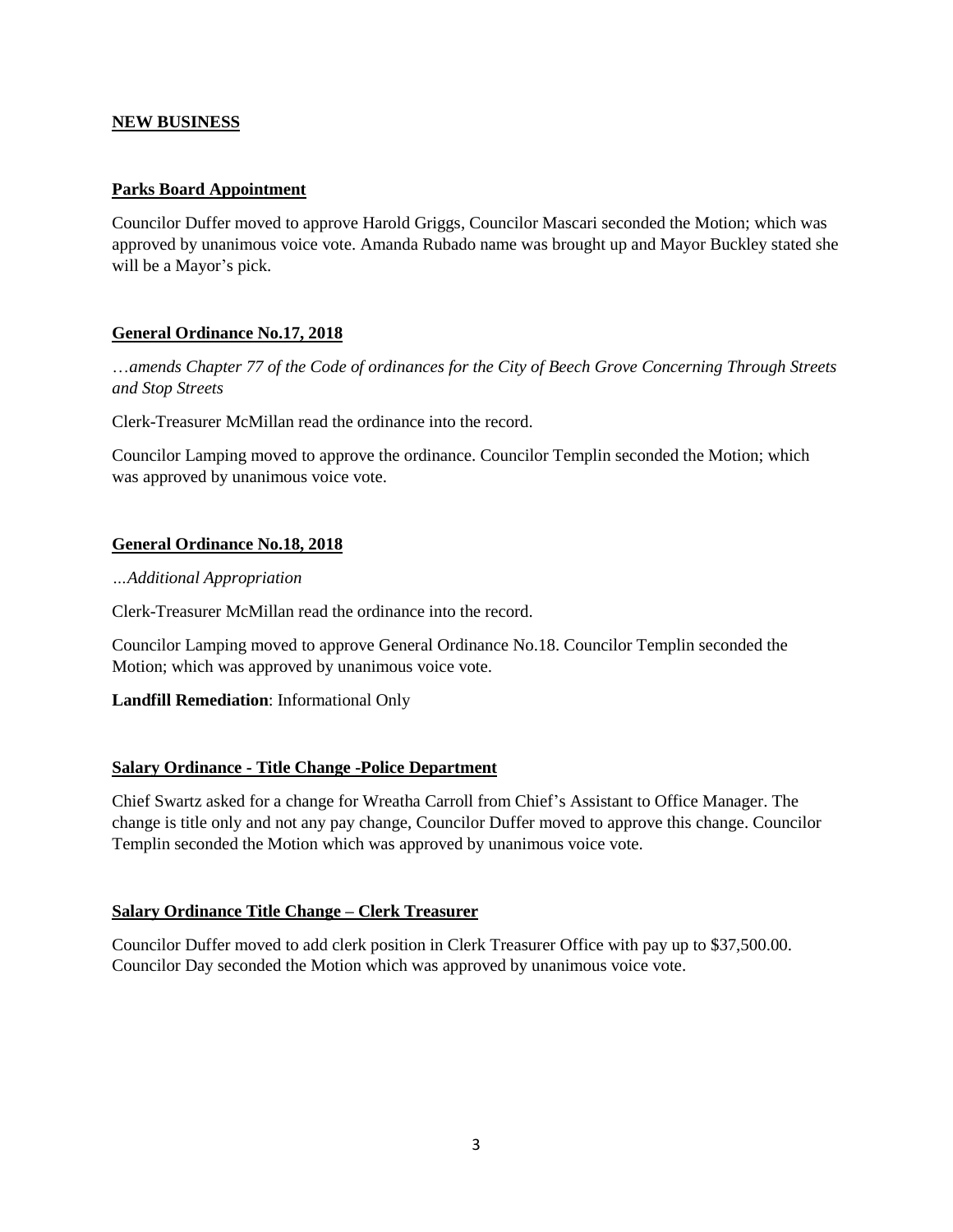## NEW BUSINESS

### Parks Board Appointment

Councilor Duffer moved to approve Harold Griggs, Councilor Mascari seconded the Motion; which was approved by unanimous voice vote. Amanda Rubado name was brought up and Mayor Buckley stated she will be a Mayor's pick.

### General Ordinance No.17, 2018

*…amends Chapter 77 of the Code of ordinances for the City of Beech Grove Concerning Through Streets and Stop Streets*

Clerk-Treasurer McMillan read the ordinance into the record.

Councilor Lamping moved to approve the ordinance. Councilor Templin seconded the Motion; which was approved by unanimous voice vote.

### General Ordinance No.18, 2018

*…Additional Appropriation*

Clerk-Treasurer McMillan read the ordinance into the record.

Councilor Lamping moved to approve General Ordinance No.18. Councilor Templin seconded the Motion; which was approved by unanimous voice vote.

**Landfill Remediation**: Informational Only

### Salary Ordinance - Title Change -Police Department

Chief Swartz asked for a change for Wreatha Carroll from Chief's Assistant to Office Manager. The change is title only and not any pay change, Councilor Duffer moved to approve this change. Councilor Templin seconded the Motion which was approved by unanimous voice vote.

### Salary Ordinance Title Change – Clerk Treasurer

Councilor Duffer moved to add clerk position in Clerk Treasurer Office with pay up to $37,500.00. Councilor Day seconded the Motion which was approved by unanimous voice vote.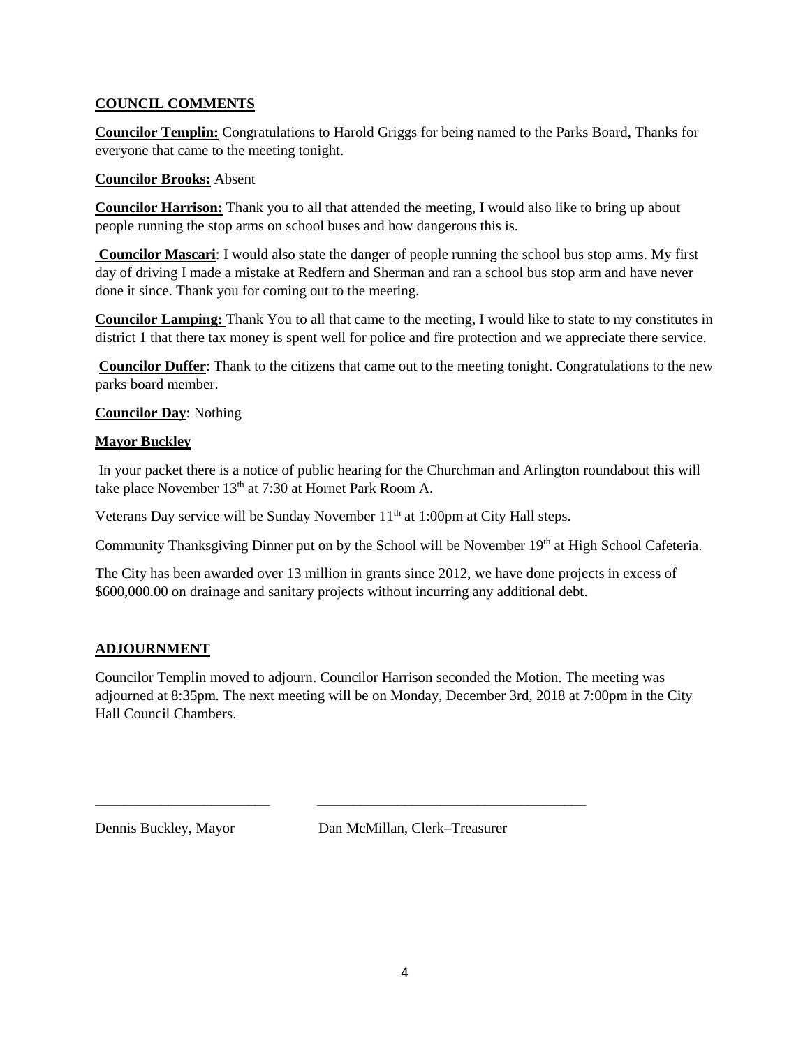## **COUNCIL COMMENTS**

**Councilor Templin:** Congratulations to Harold Griggs for being named to the Parks Board, Thanks for everyone that came to the meeting tonight.

**Councilor Brooks:** Absent

**Councilor Harrison:** Thank you to all that attended the meeting, I would also like to bring up about people running the stop arms on school buses and how dangerous this is.

**Councilor Mascari**: I would also state the danger of people running the school bus stop arms. My first day of driving I made a mistake at Redfern and Sherman and ran a school bus stop arm and have never done it since. Thank you for coming out to the meeting.

**Councilor Lamping:** Thank You to all that came to the meeting, I would like to state to my constitutes in district 1 that there tax money is spent well for police and fire protection and we appreciate there service.

**Councilor Duffer**: Thank to the citizens that came out to the meeting tonight. Congratulations to the new parks board member.

**Councilor Day**: Nothing

**Mayor Buckley**

In your packet there is a notice of public hearing for the Churchman and Arlington roundabout this will take place November 13th at 7:30 at Hornet Park Room A.

Veterans Day service will be Sunday November 11th at 1:00pm at City Hall steps.

Community Thanksgiving Dinner put on by the School will be November 19th at High School Cafeteria.

The City has been awarded over 13 million in grants since 2012, we have done projects in excess of $600,000.00 on drainage and sanitary projects without incurring any additional debt.

## **ADJOURNMENT**

Councilor Templin moved to adjourn. Councilor Harrison seconded the Motion. The meeting was adjourned at 8:35pm. The next meeting will be on Monday, December 3rd, 2018 at 7:00pm in the City Hall Council Chambers.

________________________          ______________________________________

Dennis Buckley, Mayor          Dan McMillan, Clerk–Treasurer